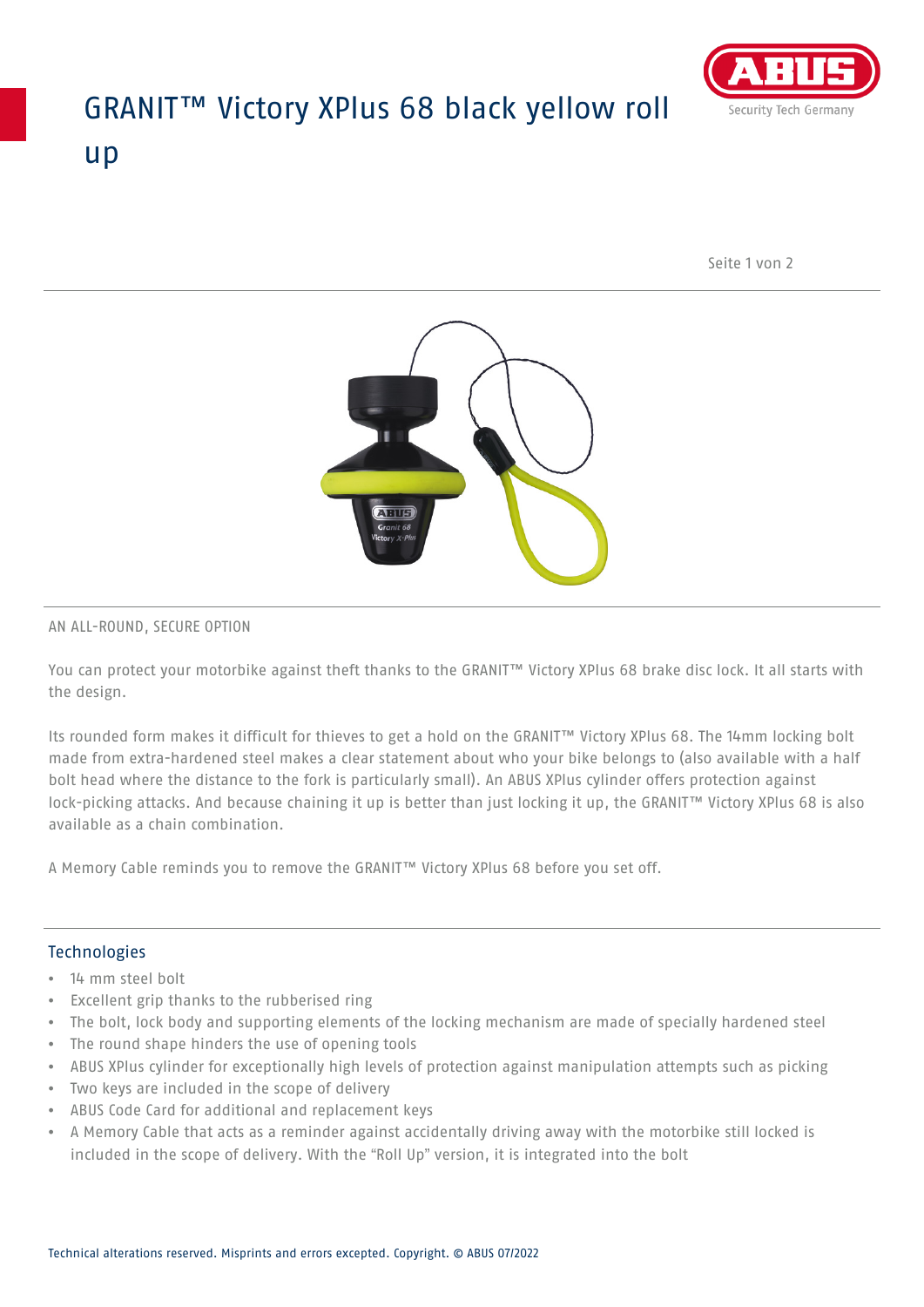# GRANIT™ Victory XPlus 68 black yellow roll up

ABUS
Security Tech Germany

AN ALL-ROUND, SECURE OPTION

You can protect your motorbike against theft thanks to the GRANIT™ Victory XPlus 68 brake disc lock. It all starts with the design.

Its rounded form makes it difficult for thieves to get a hold on the GRANIT™ Victory XPlus 68. The 14mm locking bolt made from extra-hardened steel makes a clear statement about who your bike belongs to (also available with a half bolt head where the distance to the fork is particularly small). An ABUS XPlus cylinder offers protection against lock-picking attacks. And because chaining it up is better than just locking it up, the GRANIT™ Victory XPlus 68 is also available as a chain combination.

A Memory Cable reminds you to remove the GRANIT™ Victory XPlus 68 before you set off.

## Technologies

- 14 mm steel bolt
- Excellent grip thanks to the rubberised ring
- The bolt, lock body and supporting elements of the locking mechanism are made of specially hardened steel
- The round shape hinders the use of opening tools
- ABUS XPlus cylinder for exceptionally high levels of protection against manipulation attempts such as picking
- Two keys are included in the scope of delivery
- ABUS Code Card for additional and replacement keys
- A Memory Cable that acts as a reminder against accidentally driving away with the motorbike still locked is included in the scope of delivery. With the "Roll Up" version, it is integrated into the bolt

Technical alterations reserved. Misprints and errors excepted. Copyright. © ABUS 07/2022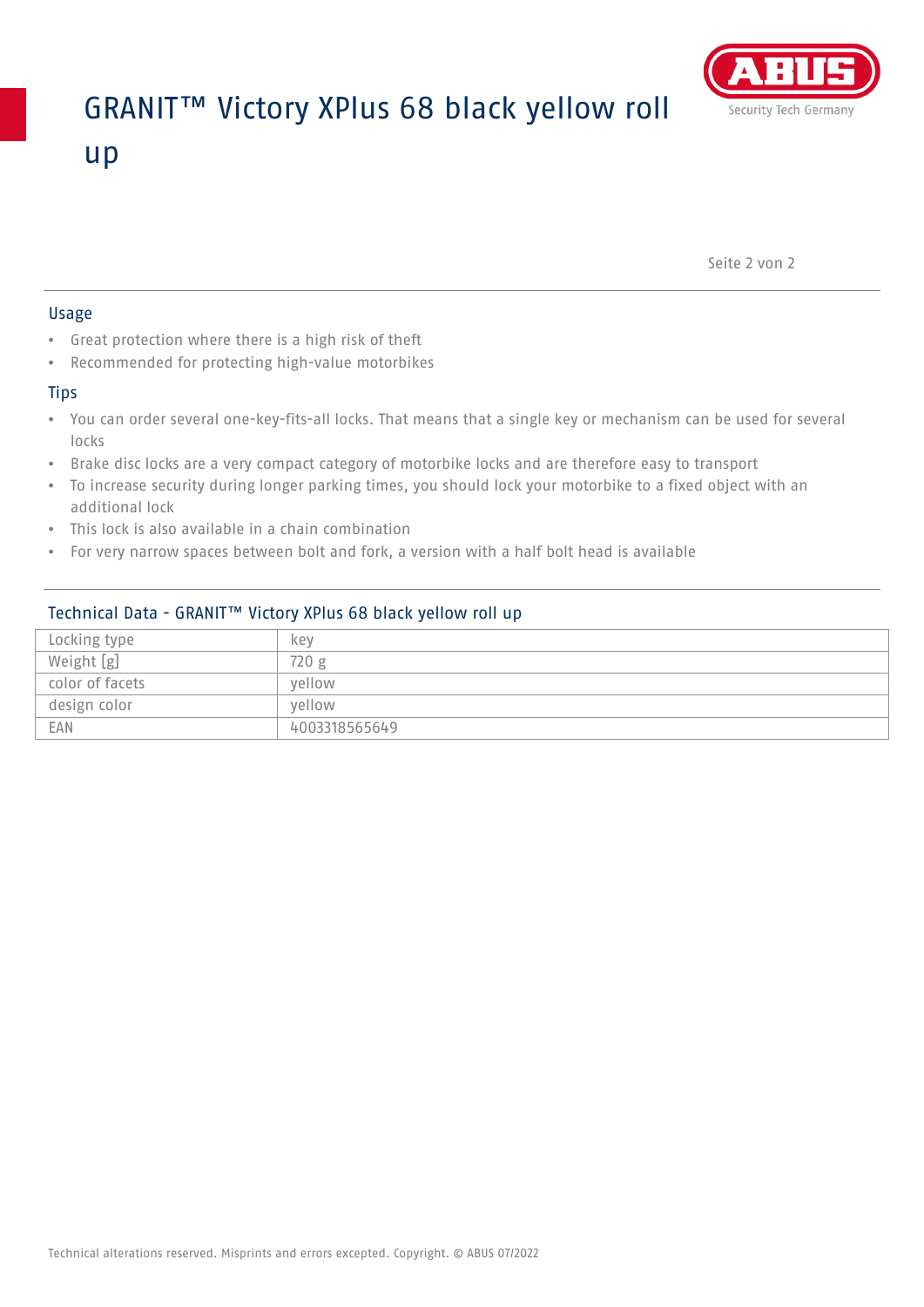# GRANIT™ Victory XPlus 68 black yellow roll up

## Usage

- Great protection where there is a high risk of theft
- Recommended for protecting high-value motorbikes

## Tips

- You can order several one-key-fits-all locks. That means that a single key or mechanism can be used for several locks
- Brake disc locks are a very compact category of motorbike locks and are therefore easy to transport
- To increase security during longer parking times, you should lock your motorbike to a fixed object with an additional lock
- This lock is also available in a chain combination
- For very narrow spaces between bolt and fork, a version with a half bolt head is available

## Technical Data - GRANIT™ Victory XPlus 68 black yellow roll up

| | |
|---|---|
| Locking type | key |
| Weight [g] | 720 g |
| color of facets | yellow |
| design color | yellow |
| EAN | 4003318565649 |

Technical alterations reserved. Misprints and errors excepted. Copyright. © ABUS 07/2022